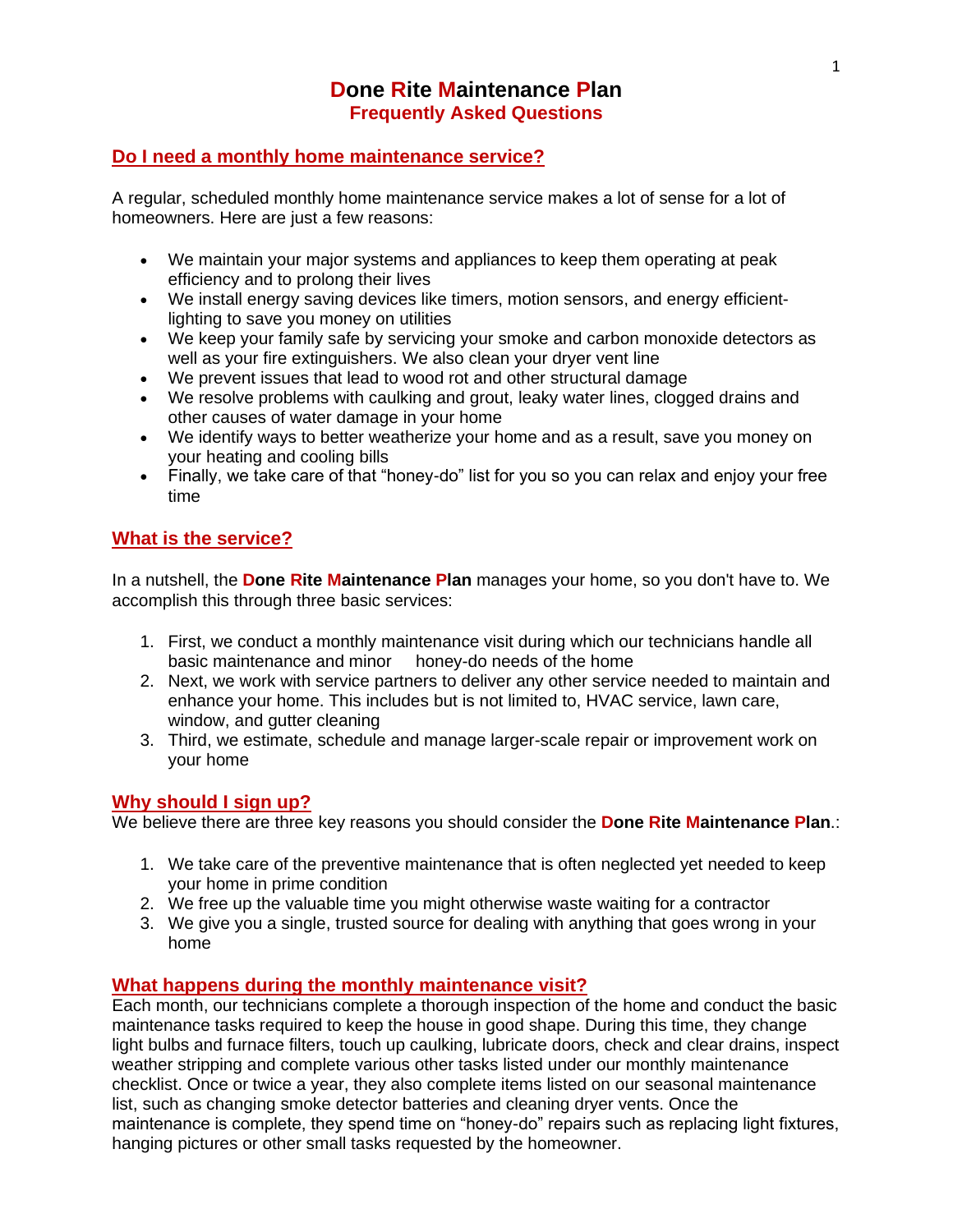# **Done Rite Maintenance Plan**

## **Frequently Asked Questions**

### **Do I need a monthly home maintenance service?**

A regular, scheduled monthly home maintenance service makes a lot of sense for a lot of homeowners. Here are just a few reasons:

- We maintain your major systems and appliances to keep them operating at peak efficiency and to prolong their lives
- We install energy saving devices like timers, motion sensors, and energy efficient-lighting to save you money on utilities
- We keep your family safe by servicing your smoke and carbon monoxide detectors as well as your fire extinguishers. We also clean your dryer vent line
- We prevent issues that lead to wood rot and other structural damage
- We resolve problems with caulking and grout, leaky water lines, clogged drains and other causes of water damage in your home
- We identify ways to better weatherize your home and as a result, save you money on your heating and cooling bills
- Finally, we take care of that "honey-do" list for you so you can relax and enjoy your free time

### **What is the service?**

In a nutshell, the **Done Rite Maintenance Plan** manages your home, so you don't have to. We accomplish this through three basic services:

1. First, we conduct a monthly maintenance visit during which our technicians handle all basic maintenance and minor honey-do needs of the home
2. Next, we work with service partners to deliver any other service needed to maintain and enhance your home. This includes but is not limited to, HVAC service, lawn care, window, and gutter cleaning
3. Third, we estimate, schedule and manage larger-scale repair or improvement work on your home

### **Why should I sign up?**

We believe there are three key reasons you should consider the **Done Rite Maintenance Plan**.:

1. We take care of the preventive maintenance that is often neglected yet needed to keep your home in prime condition
2. We free up the valuable time you might otherwise waste waiting for a contractor
3. We give you a single, trusted source for dealing with anything that goes wrong in your home

### **What happens during the monthly maintenance visit?**

Each month, our technicians complete a thorough inspection of the home and conduct the basic maintenance tasks required to keep the house in good shape. During this time, they change light bulbs and furnace filters, touch up caulking, lubricate doors, check and clear drains, inspect weather stripping and complete various other tasks listed under our monthly maintenance checklist. Once or twice a year, they also complete items listed on our seasonal maintenance list, such as changing smoke detector batteries and cleaning dryer vents. Once the maintenance is complete, they spend time on "honey-do" repairs such as replacing light fixtures, hanging pictures or other small tasks requested by the homeowner.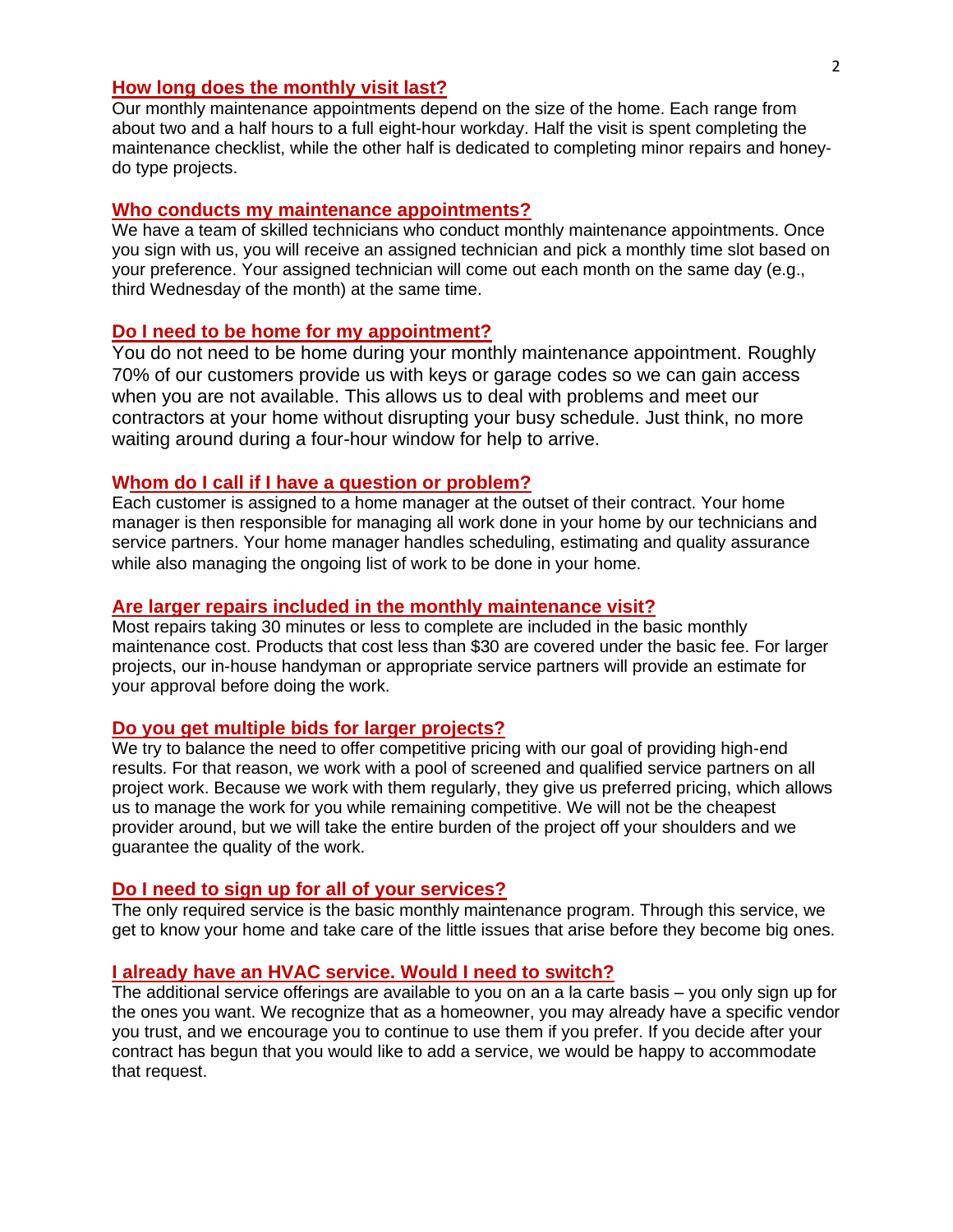## How long does the monthly visit last?

Our monthly maintenance appointments depend on the size of the home. Each range from about two and a half hours to a full eight-hour workday. Half the visit is spent completing the maintenance checklist, while the other half is dedicated to completing minor repairs and honey-do type projects.

## Who conducts my maintenance appointments?

We have a team of skilled technicians who conduct monthly maintenance appointments. Once you sign with us, you will receive an assigned technician and pick a monthly time slot based on your preference. Your assigned technician will come out each month on the same day (e.g., third Wednesday of the month) at the same time.

## Do I need to be home for my appointment?

You do not need to be home during your monthly maintenance appointment. Roughly 70% of our customers provide us with keys or garage codes so we can gain access when you are not available. This allows us to deal with problems and meet our contractors at your home without disrupting your busy schedule. Just think, no more waiting around during a four-hour window for help to arrive.

## Whom do I call if I have a question or problem?

Each customer is assigned to a home manager at the outset of their contract. Your home manager is then responsible for managing all work done in your home by our technicians and service partners. Your home manager handles scheduling, estimating and quality assurance while also managing the ongoing list of work to be done in your home.

## Are larger repairs included in the monthly maintenance visit?

Most repairs taking 30 minutes or less to complete are included in the basic monthly maintenance cost. Products that cost less than $30 are covered under the basic fee. For larger projects, our in-house handyman or appropriate service partners will provide an estimate for your approval before doing the work.

## Do you get multiple bids for larger projects?

We try to balance the need to offer competitive pricing with our goal of providing high-end results. For that reason, we work with a pool of screened and qualified service partners on all project work. Because we work with them regularly, they give us preferred pricing, which allows us to manage the work for you while remaining competitive. We will not be the cheapest provider around, but we will take the entire burden of the project off your shoulders and we guarantee the quality of the work.

## Do I need to sign up for all of your services?

The only required service is the basic monthly maintenance program. Through this service, we get to know your home and take care of the little issues that arise before they become big ones.

## I already have an HVAC service. Would I need to switch?

The additional service offerings are available to you on an a la carte basis – you only sign up for the ones you want. We recognize that as a homeowner, you may already have a specific vendor you trust, and we encourage you to continue to use them if you prefer. If you decide after your contract has begun that you would like to add a service, we would be happy to accommodate that request.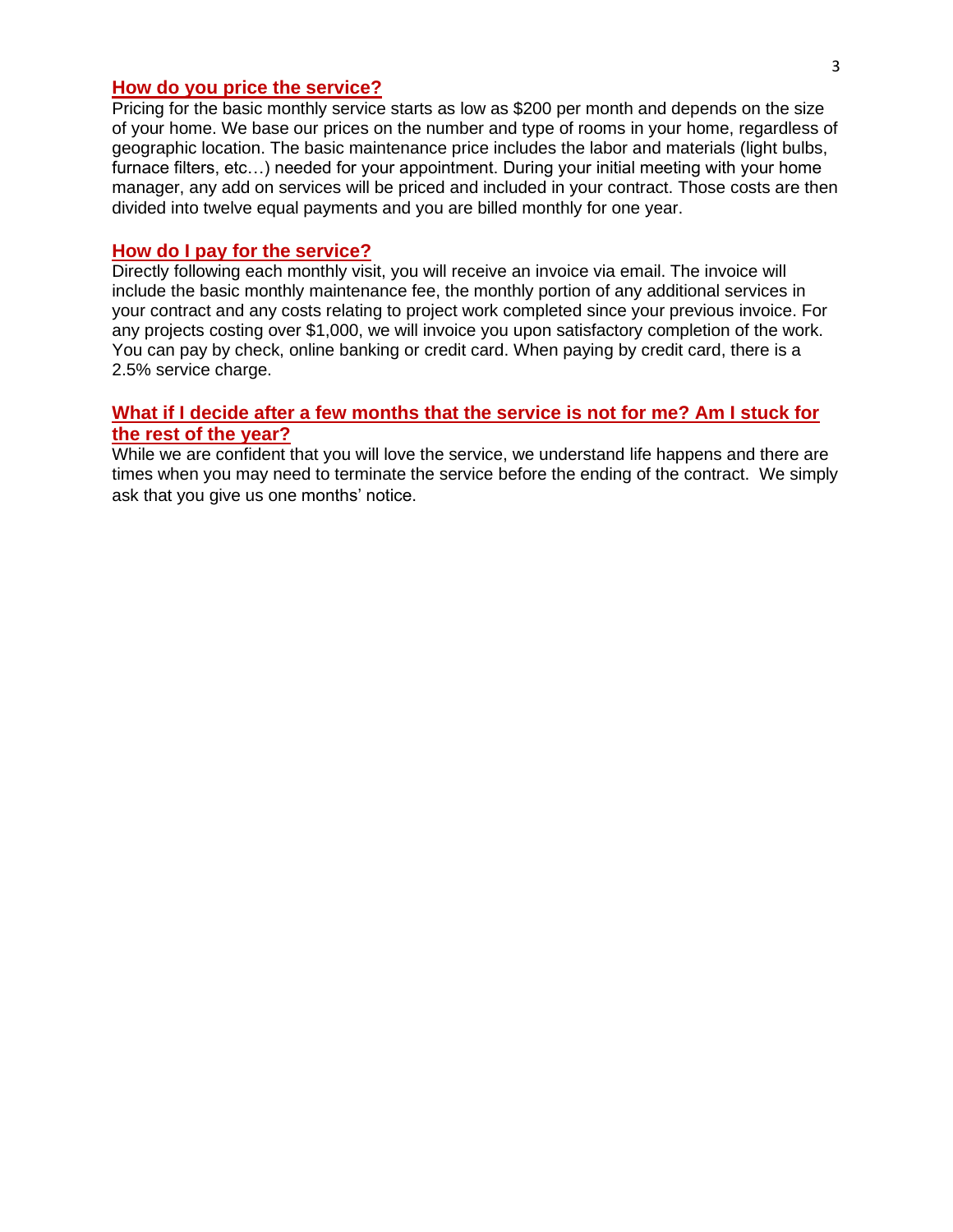## How do you price the service?

Pricing for the basic monthly service starts as low as $200 per month and depends on the size of your home. We base our prices on the number and type of rooms in your home, regardless of geographic location. The basic maintenance price includes the labor and materials (light bulbs, furnace filters, etc…) needed for your appointment. During your initial meeting with your home manager, any add on services will be priced and included in your contract. Those costs are then divided into twelve equal payments and you are billed monthly for one year.

## How do I pay for the service?

Directly following each monthly visit, you will receive an invoice via email. The invoice will include the basic monthly maintenance fee, the monthly portion of any additional services in your contract and any costs relating to project work completed since your previous invoice. For any projects costing over $1,000, we will invoice you upon satisfactory completion of the work. You can pay by check, online banking or credit card. When paying by credit card, there is a 2.5% service charge.

## What if I decide after a few months that the service is not for me? Am I stuck for the rest of the year?

While we are confident that you will love the service, we understand life happens and there are times when you may need to terminate the service before the ending of the contract. We simply ask that you give us one months' notice.